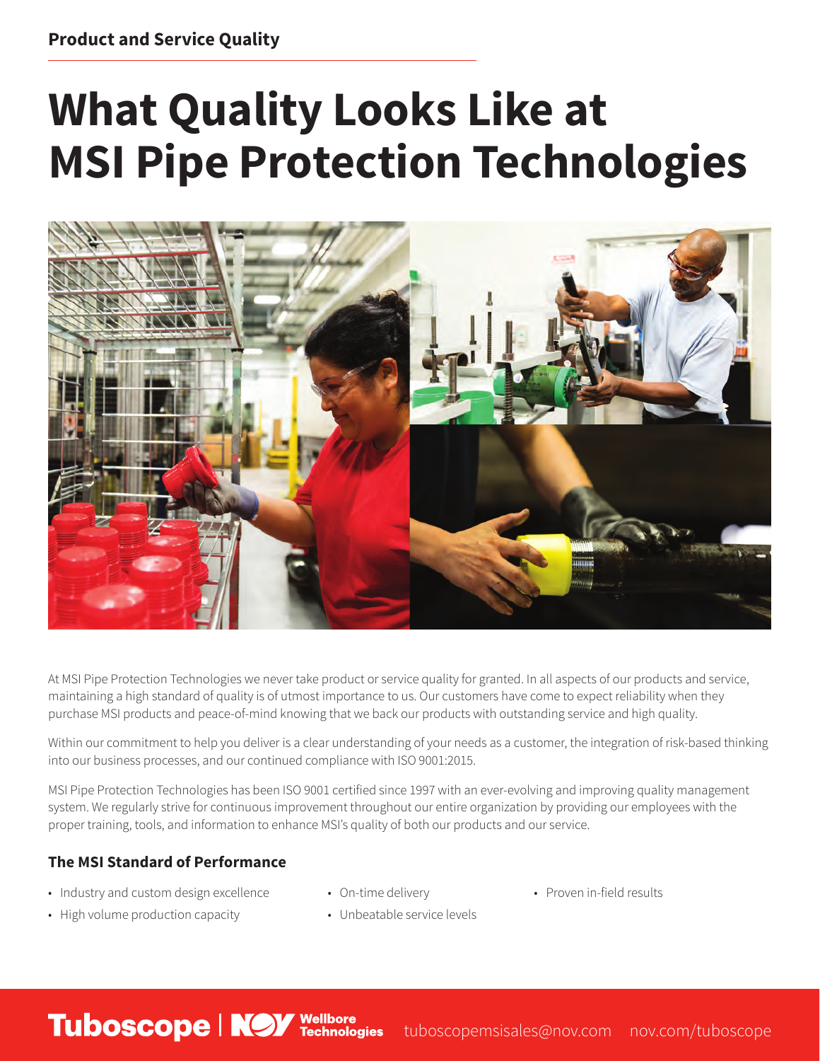**Product and Service Quality**

# What Quality Looks Like at MSI Pipe Protection Technologies

At MSI Pipe Protection Technologies we never take product or service quality for granted. In all aspects of our products and service, maintaining a high standard of quality is of utmost importance to us. Our customers have come to expect reliability when they purchase MSI products and peace-of-mind knowing that we back our products with outstanding service and high quality.

Within our commitment to help you deliver is a clear understanding of your needs as a customer, the integration of risk-based thinking into our business processes, and our continued compliance with ISO 9001:2015.

MSI Pipe Protection Technologies has been ISO 9001 certified since 1997 with an ever-evolving and improving quality management system. We regularly strive for continuous improvement throughout our entire organization by providing our employees with the proper training, tools, and information to enhance MSI's quality of both our products and our service.

## The MSI Standard of Performance

- Industry and custom design excellence
- High volume production capacity
- On-time delivery
- Unbeatable service levels
- Proven in-field results

Tuboscope | NOV Wellbore Technologies tuboscopemsisales@nov.com nov.com/tuboscope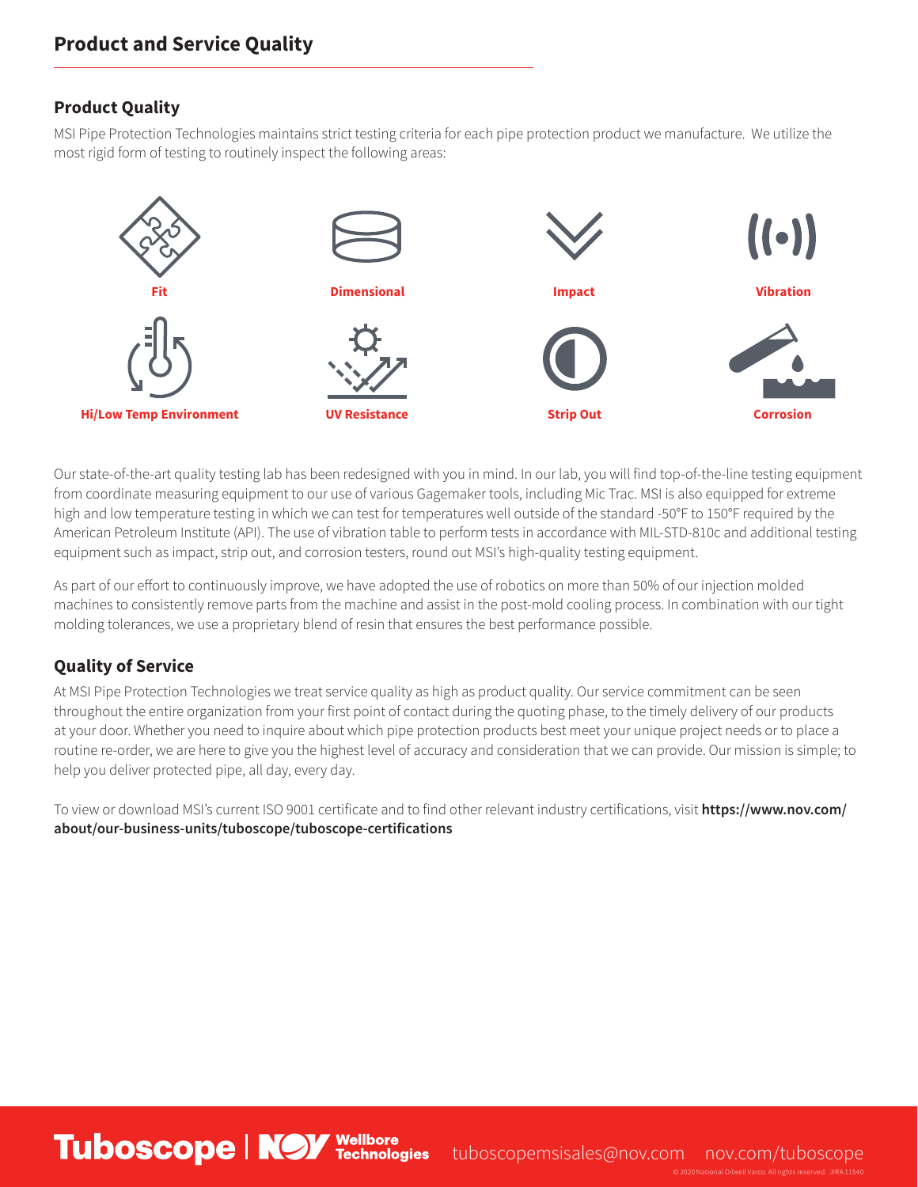## Product and Service Quality

### Product Quality

MSI Pipe Protection Technologies maintains strict testing criteria for each pipe protection product we manufacture. We utilize the most rigid form of testing to routinely inspect the following areas:

Fit

Dimensional

Impact

Vibration

Hi/Low Temp Environment

UV Resistance

Strip Out

Corrosion

Our state-of-the-art quality testing lab has been redesigned with you in mind. In our lab, you will find top-of-the-line testing equipment from coordinate measuring equipment to our use of various Gagemaker tools, including Mic Trac. MSI is also equipped for extreme high and low temperature testing in which we can test for temperatures well outside of the standard -50°F to 150°F required by the American Petroleum Institute (API). The use of vibration table to perform tests in accordance with MIL-STD-810c and additional testing equipment such as impact, strip out, and corrosion testers, round out MSI's high-quality testing equipment.

As part of our effort to continuously improve, we have adopted the use of robotics on more than 50% of our injection molded machines to consistently remove parts from the machine and assist in the post-mold cooling process. In combination with our tight molding tolerances, we use a proprietary blend of resin that ensures the best performance possible.

### Quality of Service

At MSI Pipe Protection Technologies we treat service quality as high as product quality. Our service commitment can be seen throughout the entire organization from your first point of contact during the quoting phase, to the timely delivery of our products at your door. Whether you need to inquire about which pipe protection products best meet your unique project needs or to place a routine re-order, we are here to give you the highest level of accuracy and consideration that we can provide. Our mission is simple; to help you deliver protected pipe, all day, every day.

To view or download MSI's current ISO 9001 certificate and to find other relevant industry certifications, visit **https://www.nov.com/about/our-business-units/tuboscope/tuboscope-certifications**

Tuboscope | NOV Wellbore Technologies tuboscopemsisales@nov.com nov.com/tuboscope

© 2020 National Oilwell Varco. All rights reserved. JIRA 11540